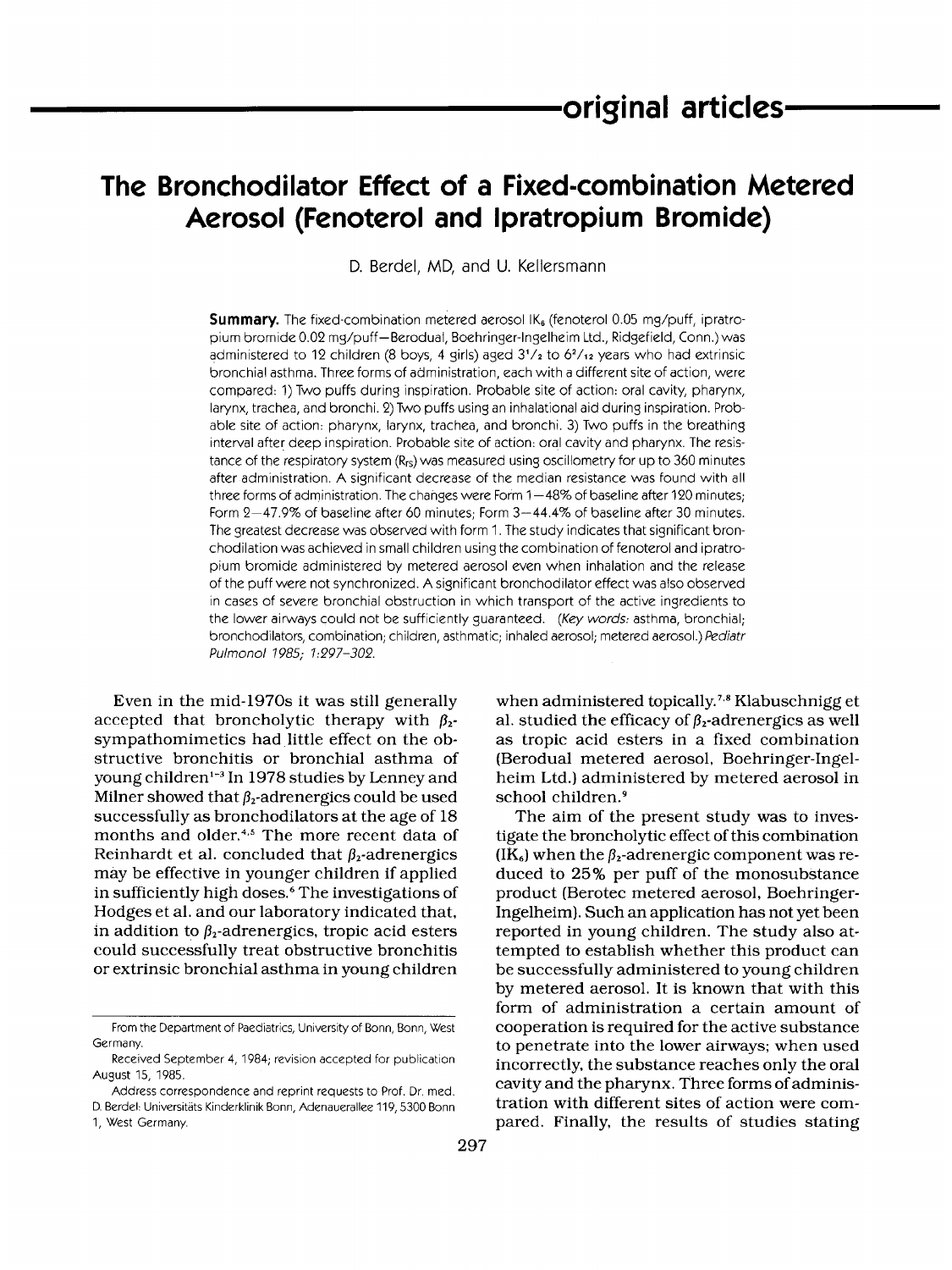# original articles

# The Bronchodilator Effect of a Fixed-combination Metered Aerosol (Fenoterol and Ipratropium Bromide)

D. Berdel, MD, and U. Kellersmann

**Summary.** The fixed-combination metered aerosol $IK_6$ (fenoterol 0.05 mg/puff, ipratropium bromide 0.02 mg/puff—Berodual, Boehringer-Ingelheim Ltd., Ridgefield, Conn.) was administered to 12 children (8 boys, 4 girls) aged 3$^1/_2$ to 6$^2/_{12}$ years who had extrinsic bronchial asthma. Three forms of administration, each with a different site of action, were compared: 1) Two puffs during inspiration. Probable site of action: oral cavity, pharynx, larynx, trachea, and bronchi. 2) Two puffs using an inhalational aid during inspiration. Probable site of action: pharynx, larynx, trachea, and bronchi. 3) Two puffs in the breathing interval after deep inspiration. Probable site of action: oral cavity and pharynx. The resistance of the respiratory system ($R_{rs}$) was measured using oscillometry for up to 360 minutes after administration. A significant decrease of the median resistance was found with all three forms of administration. The changes were Form 1—48% of baseline after 120 minutes; Form 2—47.9% of baseline after 60 minutes; Form 3—44.4% of baseline after 30 minutes. The greatest decrease was observed with form 1. The study indicates that significant bronchodilation was achieved in small children using the combination of fenoterol and ipratropium bromide administered by metered aerosol even when inhalation and the release of the puff were not synchronized. A significant bronchodilator effect was also observed in cases of severe bronchial obstruction in which transport of the active ingredients to the lower airways could not be sufficiently guaranteed. (*Key words:* asthma, bronchial; bronchodilators, combination; children, asthmatic; inhaled aerosol; metered aerosol.) *Pediatr Pulmonol 1985; 1:297–302.*

Even in the mid-1970s it was still generally accepted that broncholytic therapy with $\beta_2$-sympathomimetics had little effect on the obstructive bronchitis or bronchial asthma of young children[1-3] In 1978 studies by Lenney and Milner showed that $\beta_2$-adrenergics could be used successfully as bronchodilators at the age of 18 months and older.[4,5] The more recent data of Reinhardt et al. concluded that $\beta_2$-adrenergics may be effective in younger children if applied in sufficiently high doses.[6] The investigations of Hodges et al. and our laboratory indicated that, in addition to $\beta_2$-adrenergics, tropic acid esters could successfully treat obstructive bronchitis or extrinsic bronchial asthma in young children when administered topically.[7,8] Klabuschnigg et al. studied the efficacy of $\beta_2$-adrenergics as well as tropic acid esters in a fixed combination (Berodual metered aerosol, Boehringer-Ingelheim Ltd.) administered by metered aerosol in school children.[9]

The aim of the present study was to investigate the broncholytic effect of this combination ($IK_6$) when the $\beta_2$-adrenergic component was reduced to 25% per puff of the monosubstance product (Berotec metered aerosol, Boehringer-Ingelheim). Such an application has not yet been reported in young children. The study also attempted to establish whether this product can be successfully administered to young children by metered aerosol. It is known that with this form of administration a certain amount of cooperation is required for the active substance to penetrate into the lower airways; when used incorrectly, the substance reaches only the oral cavity and the pharynx. Three forms of administration with different sites of action were compared. Finally, the results of studies stating

From the Department of Paediatrics, University of Bonn, Bonn, West Germany.

Received September 4, 1984; revision accepted for publication August 15, 1985.

Address correspondence and reprint requests to Prof. Dr. med. D. Berdel: Universitäts Kinderklinik Bonn, Adenauerallee 119, 5300 Bonn 1, West Germany.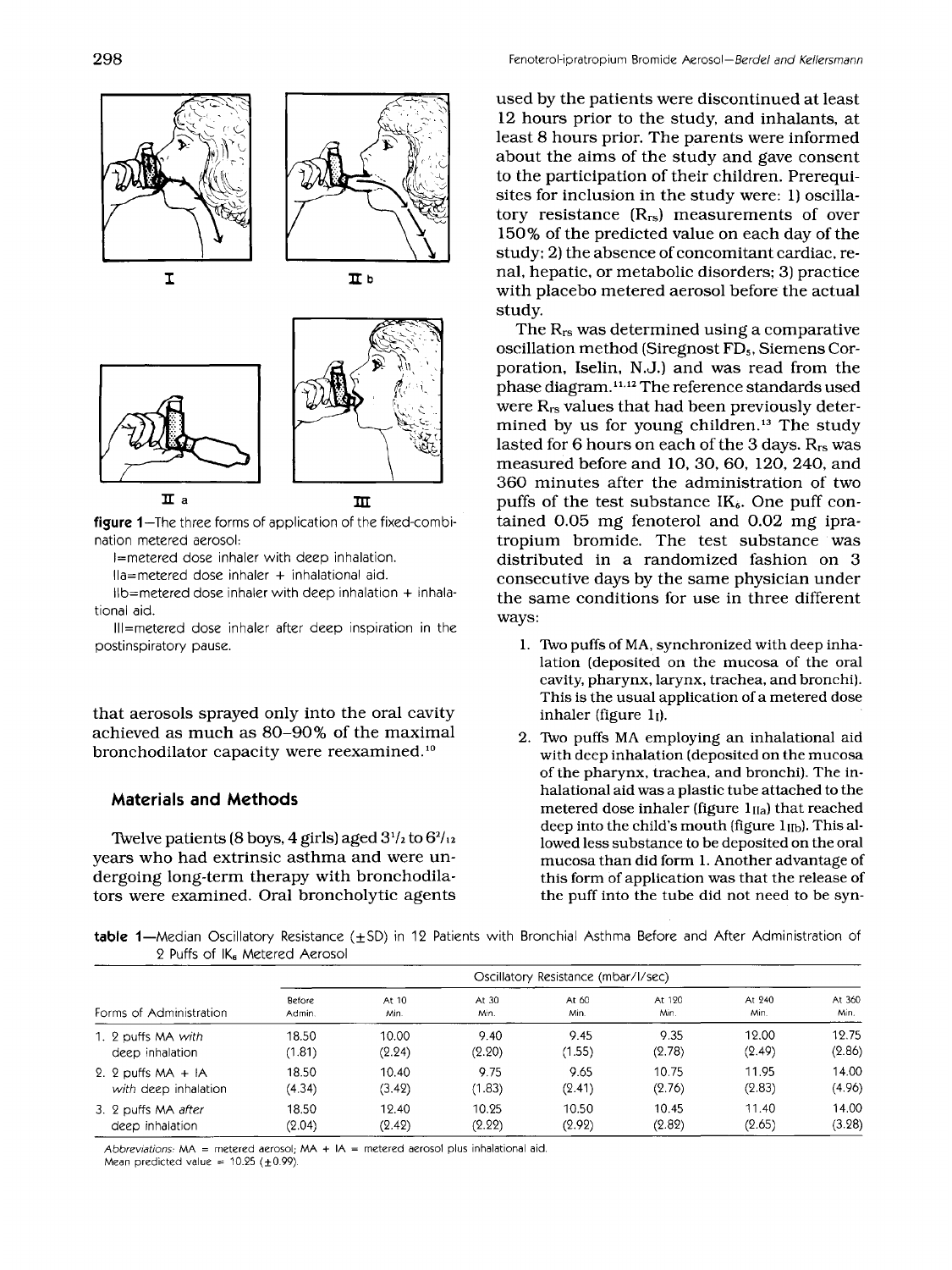figure 1—The three forms of application of the fixed-combination metered aerosol:
I=metered dose inhaler with deep inhalation.
IIa=metered dose inhaler + inhalational aid.
IIb=metered dose inhaler with deep inhalation + inhalational aid.
III=metered dose inhaler after deep inspiration in the postinspiratory pause.

that aerosols sprayed only into the oral cavity achieved as much as 80–90% of the maximal bronchodilator capacity were reexamined.[10]

## Materials and Methods

Twelve patients (8 boys, 4 girls) aged 3½ to 6²/₁₂ years who had extrinsic asthma and were undergoing long-term therapy with bronchodilators were examined. Oral broncholytic agents used by the patients were discontinued at least 12 hours prior to the study, and inhalants, at least 8 hours prior. The parents were informed about the aims of the study and gave consent to the participation of their children. Prerequisites for inclusion in the study were: 1) oscillatory resistance ($R_{rs}$) measurements of over 150% of the predicted value on each day of the study; 2) the absence of concomitant cardiac, renal, hepatic, or metabolic disorders; 3) practice with placebo metered aerosol before the actual study.

The $R_{rs}$ was determined using a comparative oscillation method (Siregnost $FD_5$, Siemens Corporation, Iselin, N.J.) and was read from the phase diagram.[11,12] The reference standards used were $R_{rs}$ values that had been previously determined by us for young children.[13] The study lasted for 6 hours on each of the 3 days. $R_{rs}$ was measured before and 10, 30, 60, 120, 240, and 360 minutes after the administration of two puffs of the test substance $IK_6$. One puff contained 0.05 mg fenoterol and 0.02 mg ipratropium bromide. The test substance was distributed in a randomized fashion on 3 consecutive days by the same physician under the same conditions for use in three different ways:

1. Two puffs of MA, synchronized with deep inhalation (deposited on the mucosa of the oral cavity, pharynx, larynx, trachea, and bronchi). This is the usual application of a metered dose inhaler (figure $1_I$).
2. Two puffs MA employing an inhalational aid with deep inhalation (deposited on the mucosa of the pharynx, trachea, and bronchi). The inhalational aid was a plastic tube attached to the metered dose inhaler (figure $1_{IIa}$) that reached deep into the child's mouth (figure $1_{IIb}$). This allowed less substance to be deposited on the oral mucosa than did form 1. Another advantage of this form of application was that the release of the puff into the tube did not need to be syn-

table 1—Median Oscillatory Resistance (±SD) in 12 Patients with Bronchial Asthma Before and After Administration of 2 Puffs of $IK_6$ Metered Aerosol

| | Oscillatory Resistance (mbar/l/sec) | | | | | | |
|---|---|---|---|---|---|---|---|
| Forms of Administration | Before Admin. | At 10 Min. | At 30 Min. | At 60 Min. | At 120 Min. | At 240 Min. | At 360 Min. |
| 1. 2 puffs MA *with* deep inhalation | 18.50 (1.81) | 10.00 (2.24) | 9.40 (2.20) | 9.45 (1.55) | 9.35 (2.78) | 12.00 (2.49) | 12.75 (2.86) |
| 2. 2 puffs MA + IA *with* deep inhalation | 18.50 (4.34) | 10.40 (3.42) | 9.75 (1.83) | 9.65 (2.41) | 10.75 (2.76) | 11.95 (2.83) | 14.00 (4.96) |
| 3. 2 puffs MA *after* deep inhalation | 18.50 (2.04) | 12.40 (2.42) | 10.25 (2.22) | 10.50 (2.92) | 10.45 (2.82) | 11.40 (2.65) | 14.00 (3.28) |

*Abbreviations:* MA = metered aerosol; MA + IA = metered aerosol plus inhalational aid.
Mean predicted value = 10.25 (±0.99).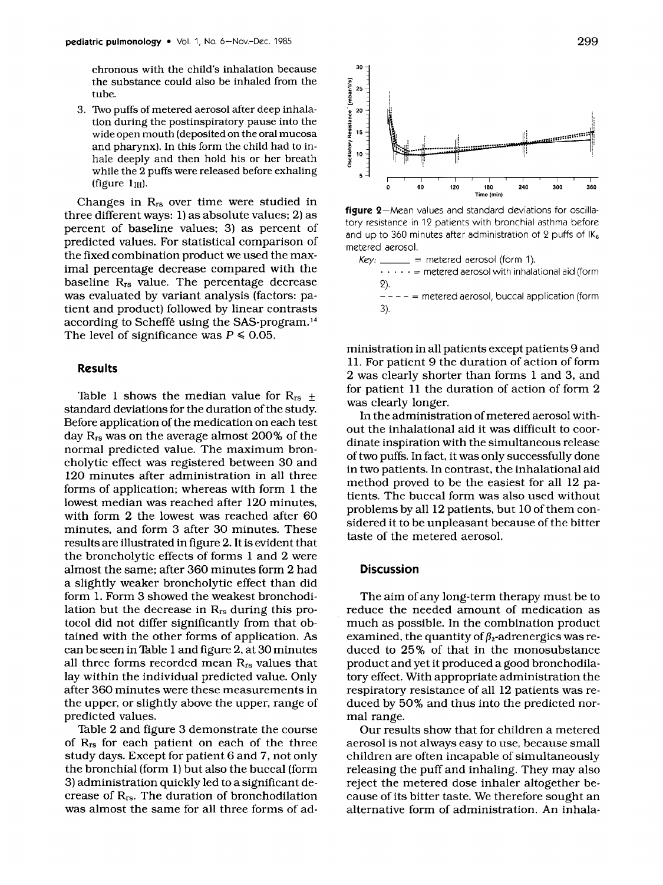chronous with the child's inhalation because the substance could also be inhaled from the tube.

3. Two puffs of metered aerosol after deep inhalation during the postinspiratory pause into the wide open mouth (deposited on the oral mucosa and pharynx). In this form the child had to inhale deeply and then hold his or her breath while the 2 puffs were released before exhaling (figure $1_{III}$).

Changes in $R_{rs}$ over time were studied in three different ways: 1) as absolute values; 2) as percent of baseline values; 3) as percent of predicted values. For statistical comparison of the fixed combination product we used the maximal percentage decrease compared with the baseline $R_{rs}$ value. The percentage decrease was evaluated by variant analysis (factors: patient and product) followed by linear contrasts according to Scheffé using the SAS-program.[14] The level of significance was $P \leqslant 0.05$.

## Results

Table 1 shows the median value for $R_{rs} \pm$ standard deviations for the duration of the study. Before application of the medication on each test day $R_{rs}$ was on the average almost 200% of the normal predicted value. The maximum broncholytic effect was registered between 30 and 120 minutes after administration in all three forms of application; whereas with form 1 the lowest median was reached after 120 minutes, with form 2 the lowest was reached after 60 minutes, and form 3 after 30 minutes. These results are illustrated in figure 2. It is evident that the broncholytic effects of forms 1 and 2 were almost the same; after 360 minutes form 2 had a slightly weaker broncholytic effect than did form 1. Form 3 showed the weakest bronchodilation but the decrease in $R_{rs}$ during this protocol did not differ significantly from that obtained with the other forms of application. As can be seen in Table 1 and figure 2, at 30 minutes all three forms recorded mean $R_{rs}$ values that lay within the individual predicted value. Only after 360 minutes were these measurements in the upper, or slightly above the upper, range of predicted values.

Table 2 and figure 3 demonstrate the course of $R_{rs}$ for each patient on each of the three study days. Except for patient 6 and 7, not only the bronchial (form 1) but also the buccal (form 3) administration quickly led to a significant decrease of $R_{rs}$. The duration of bronchodilation was almost the same for all three forms of administration in all patients except patients 9 and 11. For patient 9 the duration of action of form 2 was clearly shorter than forms 1 and 3, and for patient 11 the duration of action of form 2 was clearly longer.

**figure 2**—Mean values and standard deviations for oscillatory resistance in 12 patients with bronchial asthma before and up to 360 minutes after administration of 2 puffs of $IK_6$ metered aerosol.

Key: ______ = metered aerosol (form 1).
· · · · · = metered aerosol with inhalational aid (form 2).
– – – – = metered aerosol, buccal application (form 3).

In the administration of metered aerosol without the inhalational aid it was difficult to coordinate inspiration with the simultaneous release of two puffs. In fact, it was only successfully done in two patients. In contrast, the inhalational aid method proved to be the easiest for all 12 patients. The buccal form was also used without problems by all 12 patients, but 10 of them considered it to be unpleasant because of the bitter taste of the metered aerosol.

## Discussion

The aim of any long-term therapy must be to reduce the needed amount of medication as much as possible. In the combination product examined, the quantity of $\beta_2$-adrenergics was reduced to 25% of that in the monosubstance product and yet it produced a good bronchodilatory effect. With appropriate administration the respiratory resistance of all 12 patients was reduced by 50% and thus into the predicted normal range.

Our results show that for children a metered aerosol is not always easy to use, because small children are often incapable of simultaneously releasing the puff and inhaling. They may also reject the metered dose inhaler altogether because of its bitter taste. We therefore sought an alternative form of administration. An inhala-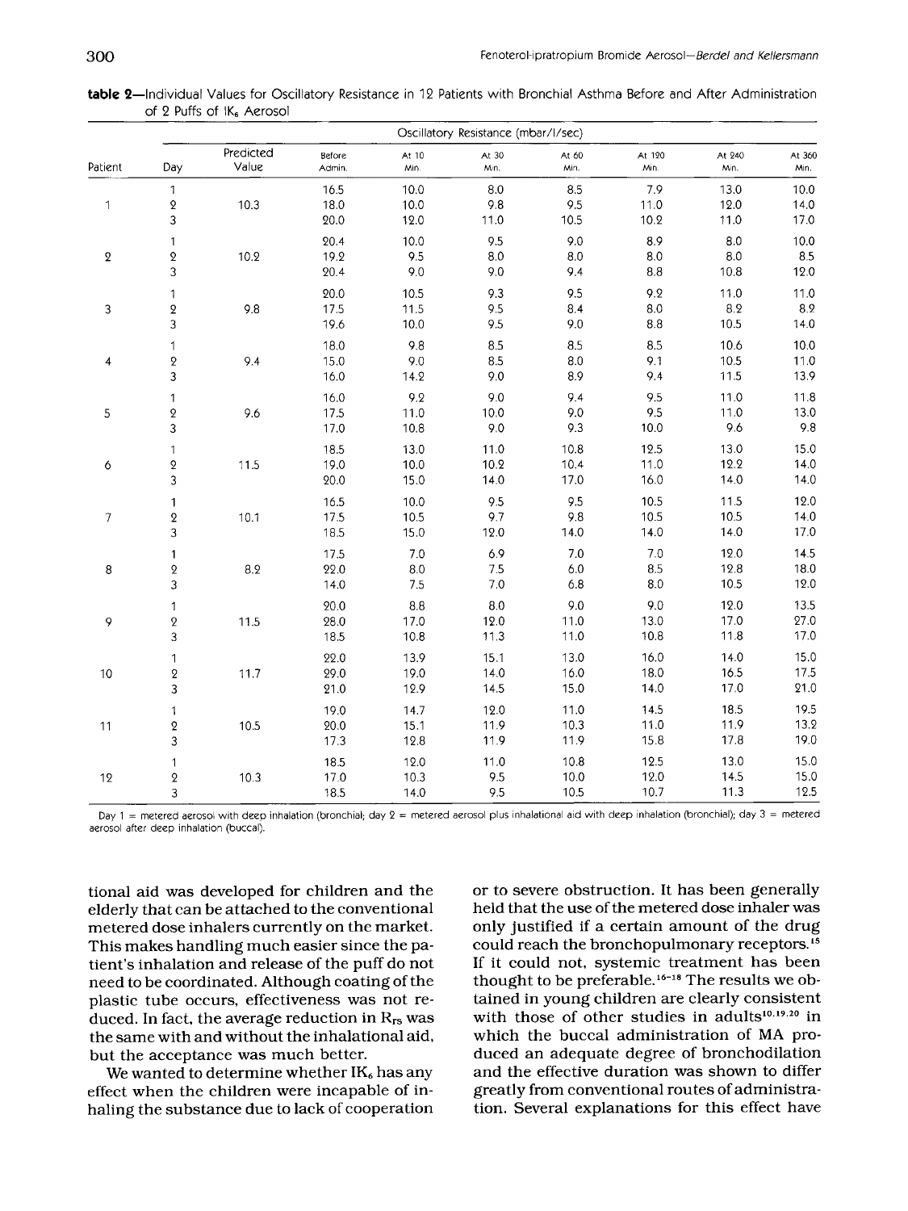**table 2**—Individual Values for Oscillatory Resistance in 12 Patients with Bronchial Asthma Before and After Administration of 2 Puffs of $IK_6$ Aerosol

| | | | Oscillatory Resistance (mbar/l/sec) | | | | | | |
|---|---|---|---|---|---|---|---|---|---|
| Patient | Day | Predicted Value | Before Admin. | At 10 Min. | At 30 Min. | At 60 Min. | At 120 Min. | At 240 Min. | At 360 Min. |
| | 1 | | 16.5 | 10.0 | 8.0 | 8.5 | 7.9 | 13.0 | 10.0 |
| 1 | 2 | 10.3 | 18.0 | 10.0 | 9.8 | 9.5 | 11.0 | 12.0 | 14.0 |
| | 3 | | 20.0 | 12.0 | 11.0 | 10.5 | 10.2 | 11.0 | 17.0 |
| | 1 | | 20.4 | 10.0 | 9.5 | 9.0 | 8.9 | 8.0 | 10.0 |
| 2 | 2 | 10.2 | 19.2 | 9.5 | 8.0 | 8.0 | 8.0 | 8.0 | 8.5 |
| | 3 | | 20.4 | 9.0 | 9.0 | 9.4 | 8.8 | 10.8 | 12.0 |
| | 1 | | 20.0 | 10.5 | 9.3 | 9.5 | 9.2 | 11.0 | 11.0 |
| 3 | 2 | 9.8 | 17.5 | 11.5 | 9.5 | 8.4 | 8.0 | 8.2 | 8.2 |
| | 3 | | 19.6 | 10.0 | 9.5 | 9.0 | 8.8 | 10.5 | 14.0 |
| | 1 | | 18.0 | 9.8 | 8.5 | 8.5 | 8.5 | 10.6 | 10.0 |
| 4 | 2 | 9.4 | 15.0 | 9.0 | 8.5 | 8.0 | 9.1 | 10.5 | 11.0 |
| | 3 | | 16.0 | 14.2 | 9.0 | 8.9 | 9.4 | 11.5 | 13.9 |
| | 1 | | 16.0 | 9.2 | 9.0 | 9.4 | 9.5 | 11.0 | 11.8 |
| 5 | 2 | 9.6 | 17.5 | 11.0 | 10.0 | 9.0 | 9.5 | 11.0 | 13.0 |
| | 3 | | 17.0 | 10.8 | 9.0 | 9.3 | 10.0 | 9.6 | 9.8 |
| | 1 | | 18.5 | 13.0 | 11.0 | 10.8 | 12.5 | 13.0 | 15.0 |
| 6 | 2 | 11.5 | 19.0 | 10.0 | 10.2 | 10.4 | 11.0 | 12.2 | 14.0 |
| | 3 | | 20.0 | 15.0 | 14.0 | 17.0 | 16.0 | 14.0 | 14.0 |
| | 1 | | 16.5 | 10.0 | 9.5 | 9.5 | 10.5 | 11.5 | 12.0 |
| 7 | 2 | 10.1 | 17.5 | 10.5 | 9.7 | 9.8 | 10.5 | 10.5 | 14.0 |
| | 3 | | 18.5 | 15.0 | 12.0 | 14.0 | 14.0 | 14.0 | 17.0 |
| | 1 | | 17.5 | 7.0 | 6.9 | 7.0 | 7.0 | 12.0 | 14.5 |
| 8 | 2 | 8.2 | 22.0 | 8.0 | 7.5 | 6.0 | 8.5 | 12.8 | 18.0 |
| | 3 | | 14.0 | 7.5 | 7.0 | 6.8 | 8.0 | 10.5 | 12.0 |
| | 1 | | 20.0 | 8.8 | 8.0 | 9.0 | 9.0 | 12.0 | 13.5 |
| 9 | 2 | 11.5 | 28.0 | 17.0 | 12.0 | 11.0 | 13.0 | 17.0 | 27.0 |
| | 3 | | 18.5 | 10.8 | 11.3 | 11.0 | 10.8 | 11.8 | 17.0 |
| | 1 | | 22.0 | 13.9 | 15.1 | 13.0 | 16.0 | 14.0 | 15.0 |
| 10 | 2 | 11.7 | 29.0 | 19.0 | 14.0 | 16.0 | 18.0 | 16.5 | 17.5 |
| | 3 | | 21.0 | 12.9 | 14.5 | 15.0 | 14.0 | 17.0 | 21.0 |
| | 1 | | 19.0 | 14.7 | 12.0 | 11.0 | 14.5 | 18.5 | 19.5 |
| 11 | 2 | 10.5 | 20.0 | 15.1 | 11.9 | 10.3 | 11.0 | 11.9 | 13.2 |
| | 3 | | 17.3 | 12.8 | 11.9 | 11.9 | 15.8 | 17.8 | 19.0 |
| | 1 | | 18.5 | 12.0 | 11.0 | 10.8 | 12.5 | 13.0 | 15.0 |
| 12 | 2 | 10.3 | 17.0 | 10.3 | 9.5 | 10.0 | 12.0 | 14.5 | 15.0 |
| | 3 | | 18.5 | 14.0 | 9.5 | 10.5 | 10.7 | 11.3 | 12.5 |

Day 1 = metered aerosol with deep inhalation (bronchial); day 2 = metered aerosol plus inhalational aid with deep inhalation (bronchial); day 3 = metered aerosol after deep inhalation (buccal).

tional aid was developed for children and the elderly that can be attached to the conventional metered dose inhalers currently on the market. This makes handling much easier since the patient's inhalation and release of the puff do not need to be coordinated. Although coating of the plastic tube occurs, effectiveness was not reduced. In fact, the average reduction in $R_{rs}$ was the same with and without the inhalational aid, but the acceptance was much better.

We wanted to determine whether $IK_6$ has any effect when the children were incapable of inhaling the substance due to lack of cooperation or to severe obstruction. It has been generally held that the use of the metered dose inhaler was only justified if a certain amount of the drug could reach the bronchopulmonary receptors.[15] If it could not, systemic treatment has been thought to be preferable.[16-18] The results we obtained in young children are clearly consistent with those of other studies in adults[10,19,20] in which the buccal administration of MA produced an adequate degree of bronchodilation and the effective duration was shown to differ greatly from conventional routes of administration. Several explanations for this effect have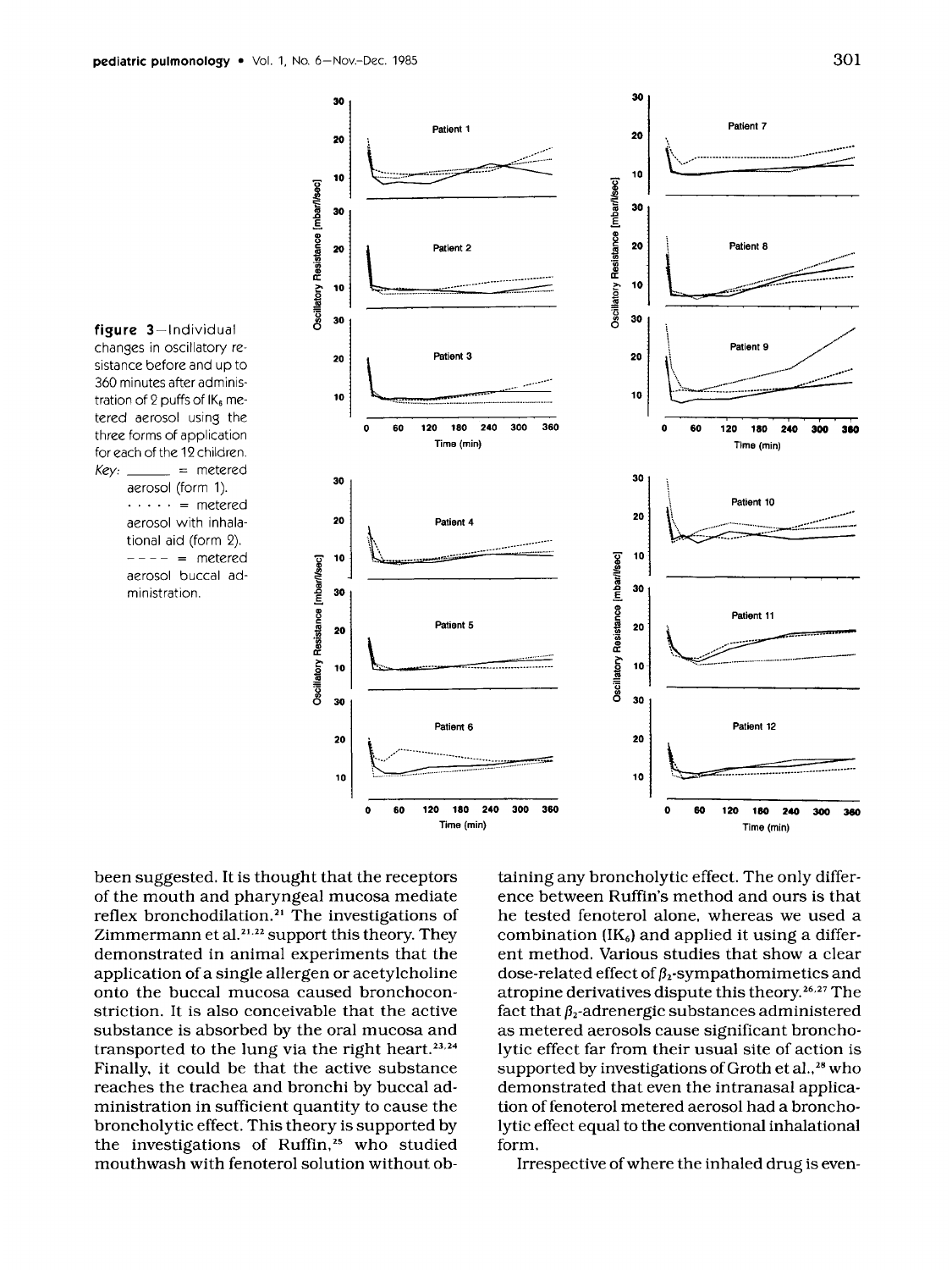**figure 3**—Individual changes in oscillatory resistance before and up to 360 minutes after administration of 2 puffs of $IK_6$ metered aerosol using the three forms of application for each of the 12 children. Key: ______ = metered aerosol (form 1). · · · · · = metered aerosol with inhalational aid (form 2). – – – – = metered aerosol buccal administration.

been suggested. It is thought that the receptors of the mouth and pharyngeal mucosa mediate reflex bronchodilation.[21] The investigations of Zimmermann et al.[21,22] support this theory. They demonstrated in animal experiments that the application of a single allergen or acetylcholine onto the buccal mucosa caused bronchoconstriction. It is also conceivable that the active substance is absorbed by the oral mucosa and transported to the lung via the right heart.[23,24] Finally, it could be that the active substance reaches the trachea and bronchi by buccal administration in sufficient quantity to cause the broncholytic effect. This theory is supported by the investigations of Ruffin,[25] who studied mouthwash with fenoterol solution without obtaining any broncholytic effect. The only difference between Ruffin's method and ours is that he tested fenoterol alone, whereas we used a combination ($IK_6$) and applied it using a different method. Various studies that show a clear dose-related effect of $\beta_2$-sympathomimetics and atropine derivatives dispute this theory.[26,27] The fact that $\beta_2$-adrenergic substances administered as metered aerosols cause significant broncholytic effect far from their usual site of action is supported by investigations of Groth et al.,[28] who demonstrated that even the intranasal application of fenoterol metered aerosol had a broncholytic effect equal to the conventional inhalational form.

Irrespective of where the inhaled drug is even-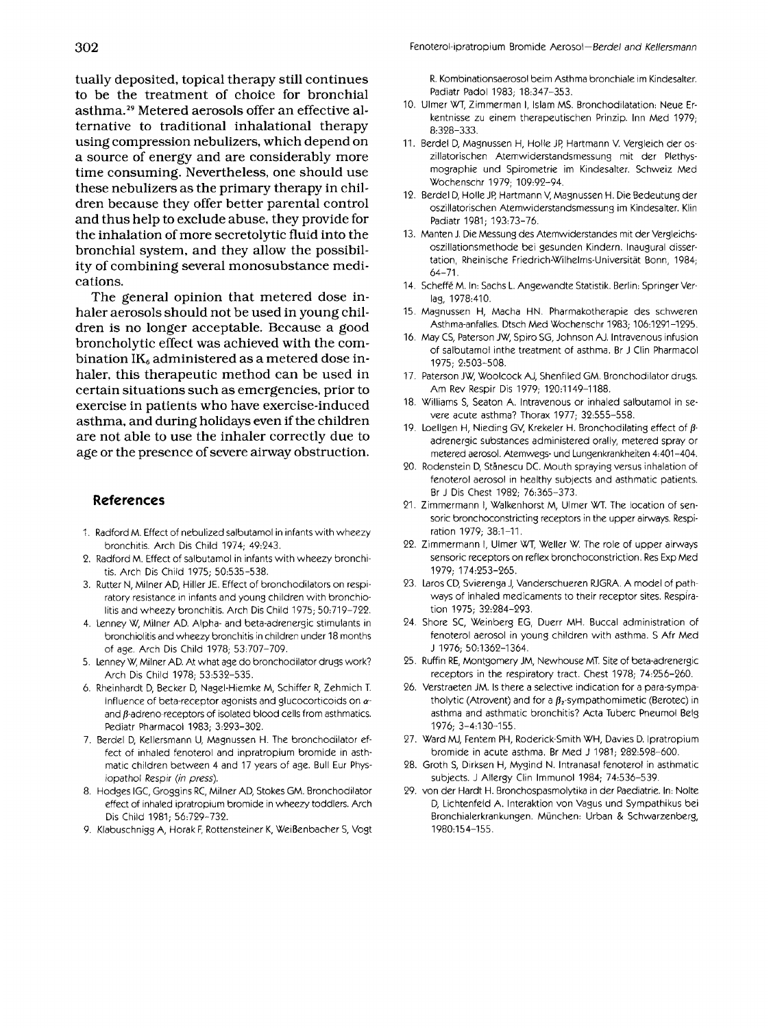tually deposited, topical therapy still continues to be the treatment of choice for bronchial asthma.[29] Metered aerosols offer an effective alternative to traditional inhalational therapy using compression nebulizers, which depend on a source of energy and are considerably more time consuming. Nevertheless, one should use these nebulizers as the primary therapy in children because they offer better parental control and thus help to exclude abuse, they provide for the inhalation of more secretolytic fluid into the bronchial system, and they allow the possibility of combining several monosubstance medications.

The general opinion that metered dose inhaler aerosols should not be used in young children is no longer acceptable. Because a good broncholytic effect was achieved with the combination $IK_6$ administered as a metered dose inhaler, this therapeutic method can be used in certain situations such as emergencies, prior to exercise in patients who have exercise-induced asthma, and during holidays even if the children are not able to use the inhaler correctly due to age or the presence of severe airway obstruction.

## References

1. Radford M. Effect of nebulized salbutamol in infants with wheezy bronchitis. Arch Dis Child 1974; 49:243.
2. Radford M. Effect of salbutamol in infants with wheezy bronchitis. Arch Dis Child 1975; 50:535–538.
3. Rutter N, Milner AD, Hiller JE. Effect of bronchodilators on respiratory resistance in infants and young children with bronchiolitis and wheezy bronchitis. Arch Dis Child 1975; 50:719–722.
4. Lenney W, Milner AD. Alpha- and beta-adrenergic stimulants in bronchiolitis and wheezy bronchitis in children under 18 months of age. Arch Dis Child 1978; 53:707–709.
5. Lenney W, Milner AD. At what age do bronchodilator drugs work? Arch Dis Child 1978; 53:532–535.
6. Rheinhardt D, Becker D, Nagel-Hiemke M, Schiffer R, Zehmich T. Influence of beta-receptor agonists and glucocorticoids on $\alpha$- and $\beta$-adreno-receptors of isolated blood cells from asthmatics. Pediatr Pharmacol 1983; 3:293–302.
7. Berdel D, Kellersmann U, Magnussen H. The bronchodilator effect of inhaled fenoterol and inpratropium bromide in asthmatic children between 4 and 17 years of age. Bull Eur Physiopathol Respir *(in press)*.
8. Hodges IGC, Groggins RC, Milner AD, Stokes GM. Bronchodilator effect of inhaled ipratropium bromide in wheezy toddlers. Arch Dis Child 1981; 56:729–732.
9. Klabuschnigg A, Horak F, Rottensteiner K, Weißenbacher S, Vogt R. Kombinationsaerosol beim Asthma bronchiale im Kindesalter. Padiatr Padol 1983; 18:347–353.
10. Ulmer WT, Zimmerman I, Islam MS. Bronchodilatation: Neue Erkentnisse zu einem therapeutischen Prinzip. Inn Med 1979; 8:328–333.
11. Berdel D, Magnussen H, Holle JP, Hartmann V. Vergleich der oszillatorischen Atemwiderstandsmessung mit der Plethysmographie und Spirometrie im Kindesalter. Schweiz Med Wochenschr 1979; 109:92–94.
12. Berdel D, Holle JP, Hartmann V, Magnussen H. Die Bedeutung der oszillatorischen Atemwiderstandsmessung im Kindesalter. Klin Padiatr 1981; 193:73–76.
13. Manten J. Die Messung des Atemwiderstandes mit der Vergleichsoszillationsmethode bei gesunden Kindern. Inaugural dissertation, Rheinische Friedrich-Wilhelms-Universität Bonn, 1984; 64–71.
14. Scheffé M. In: Sachs L. Angewandte Statistik. Berlin: Springer Verlag, 1978:410.
15. Magnussen H, Macha HN. Pharmakotherapie des schweren Asthma-anfalles. Dtsch Med Wochenschr 1983; 106:1291–1295.
16. May CS, Paterson JW, Spiro SG, Johnson AJ. Intravenous infusion of salbutamol inthe treatment of asthma. Br J Clin Pharmacol 1975; 2:503–508.
17. Paterson JW, Woolcock AJ, Shenfiled GM. Bronchodilator drugs. Am Rev Respir Dis 1979; 120:1149–1188.
18. Williams S, Seaton A. Intravenous or inhaled salbutamol in severe acute asthma? Thorax 1977; 32:555–558.
19. Loellgen H, Nieding GV, Krekeler H. Bronchodilating effect of $\beta$-adrenergic substances administered orally, metered spray or metered aerosol. Atemwegs- und Lungenkrankheiten 4:401–404.
20. Rodenstein D, Stănescu DC. Mouth spraying versus inhalation of fenoterol aerosol in healthy subjects and asthmatic patients. Br J Dis Chest 1982; 76:365–373.
21. Zimmermann I, Walkenhorst M, Ulmer WT. The location of sensoric bronchoconstricting receptors in the upper airways. Respiration 1979; 38:1–11.
22. Zimmermann I, Ulmer WT, Weller W. The role of upper airways sensoric receptors on reflex bronchoconstriction. Res Exp Med 1979; 174:253–265.
23. Laros CD, Svierenga J, Vanderschueren RJGRA. A model of pathways of inhaled medicaments to their receptor sites. Respiration 1975; 32:284–293.
24. Shore SC, Weinberg EG, Duerr MH. Buccal administration of fenoterol aerosol in young children with asthma. S Afr Med J 1976; 50:1362–1364.
25. Ruffin RE, Montgomery JM, Newhouse MT. Site of beta-adrenergic receptors in the respiratory tract. Chest 1978; 74:256–260.
26. Verstraeten JM. Is there a selective indication for a para-sympatholytic (Atrovent) and for a $\beta_2$-sympathomimetic (Berotec) in asthma and asthmatic bronchitis? Acta Tuberc Pneumol Belg 1976; 3–4:130–155.
27. Ward MJ, Fentem PH, Roderick-Smith WH, Davies D. Ipratropium bromide in acute asthma. Br Med J 1981; 282:598–600.
28. Groth S, Dirksen H, Mygind N. Intranasal fenoterol in asthmatic subjects. J Allergy Clin Immunol 1984; 74:536–539.
29. von der Hardt H. Bronchospasmolytika in der Paediatrie. In: Nolte D, Lichtenfeld A. Interaktion von Vagus und Sympathikus bei Bronchialerkrankungen. München: Urban & Schwarzenberg, 1980:154–155.